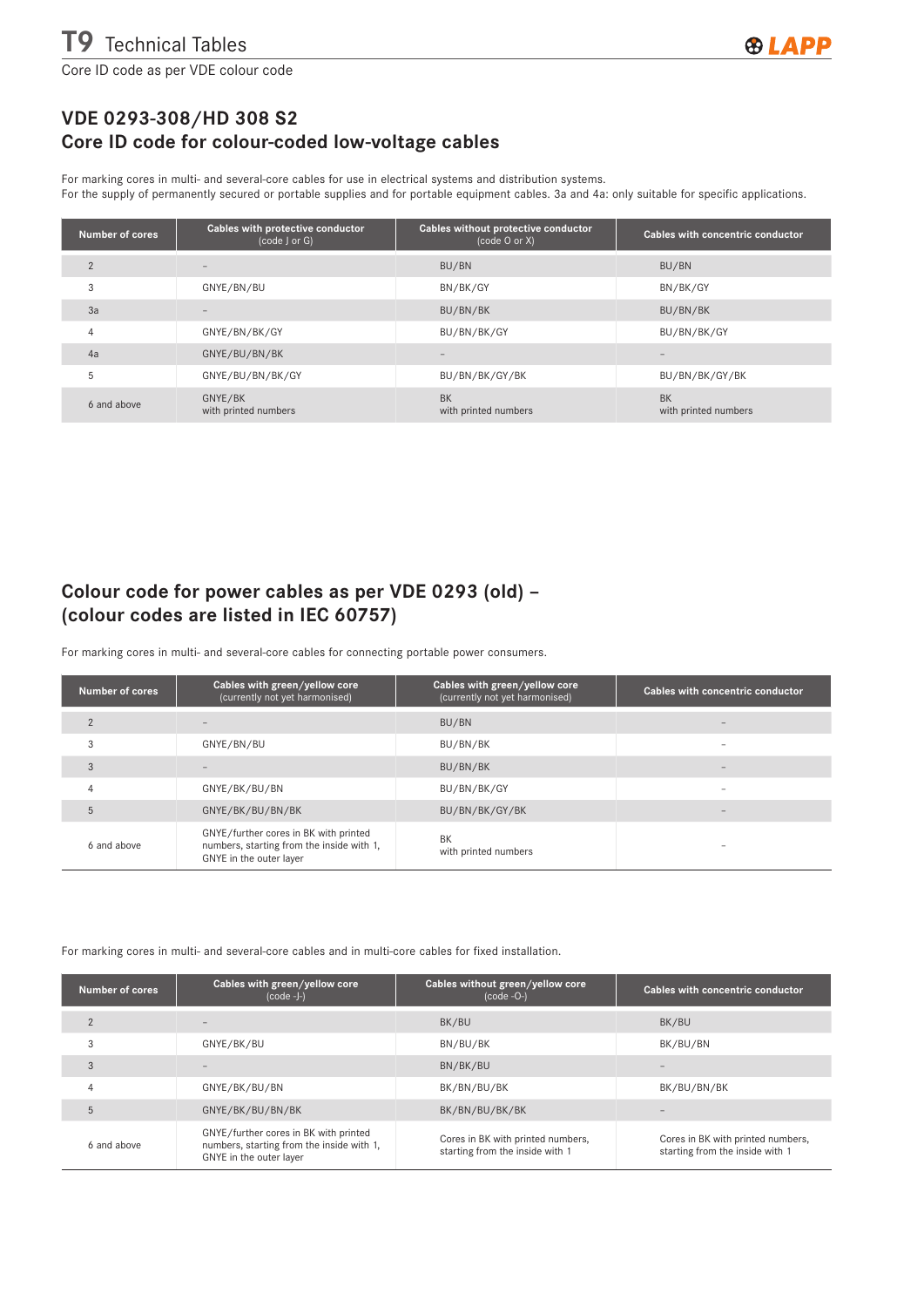# VDE 0293-308/HD 308 S2
## Core ID code for colour-coded low-voltage cables

For marking cores in multi- and several-core cables for use in electrical systems and distribution systems.
For the supply of permanently secured or portable supplies and for portable equipment cables. 3a and 4a: only suitable for specific applications.

| Number of cores | Cables with protective conductor (code J or G) | Cables without protective conductor (code O or X) | Cables with concentric conductor |
|---|---|---|---|
| 2 | – | BU/BN | BU/BN |
| 3 | GNYE/BN/BU | BN/BK/GY | BN/BK/GY |
| 3a | – | BU/BN/BK | BU/BN/BK |
| 4 | GNYE/BN/BK/GY | BU/BN/BK/GY | BU/BN/BK/GY |
| 4a | GNYE/BU/BN/BK | – | – |
| 5 | GNYE/BU/BN/BK/GY | BU/BN/BK/GY/BK | BU/BN/BK/GY/BK |
| 6 and above | GNYE/BK with printed numbers | BK with printed numbers | BK with printed numbers |

## Colour code for power cables as per VDE 0293 (old) – (colour codes are listed in IEC 60757)

For marking cores in multi- and several-core cables for connecting portable power consumers.

| Number of cores | Cables with green/yellow core (currently not yet harmonised) | Cables with green/yellow core (currently not yet harmonised) | Cables with concentric conductor |
|---|---|---|---|
| 2 | – | BU/BN | – |
| 3 | GNYE/BN/BU | BU/BN/BK | – |
| 3 | – | BU/BN/BK | – |
| 4 | GNYE/BK/BU/BN | BU/BN/BK/GY | – |
| 5 | GNYE/BK/BU/BN/BK | BU/BN/BK/GY/BK | – |
| 6 and above | GNYE/further cores in BK with printed numbers, starting from the inside with 1, GNYE in the outer layer | BK with printed numbers | – |

For marking cores in multi- and several-core cables and in multi-core cables for fixed installation.

| Number of cores | Cables with green/yellow core (code -J-) | Cables without green/yellow core (code -O-) | Cables with concentric conductor |
|---|---|---|---|
| 2 | – | BK/BU | BK/BU |
| 3 | GNYE/BK/BU | BN/BU/BK | BK/BU/BN |
| 3 | – | BN/BK/BU | – |
| 4 | GNYE/BK/BU/BN | BK/BN/BU/BK | BK/BU/BN/BK |
| 5 | GNYE/BK/BU/BN/BK | BK/BN/BU/BK/BK | – |
| 6 and above | GNYE/further cores in BK with printed numbers, starting from the inside with 1, GNYE in the outer layer | Cores in BK with printed numbers, starting from the inside with 1 | Cores in BK with printed numbers, starting from the inside with 1 |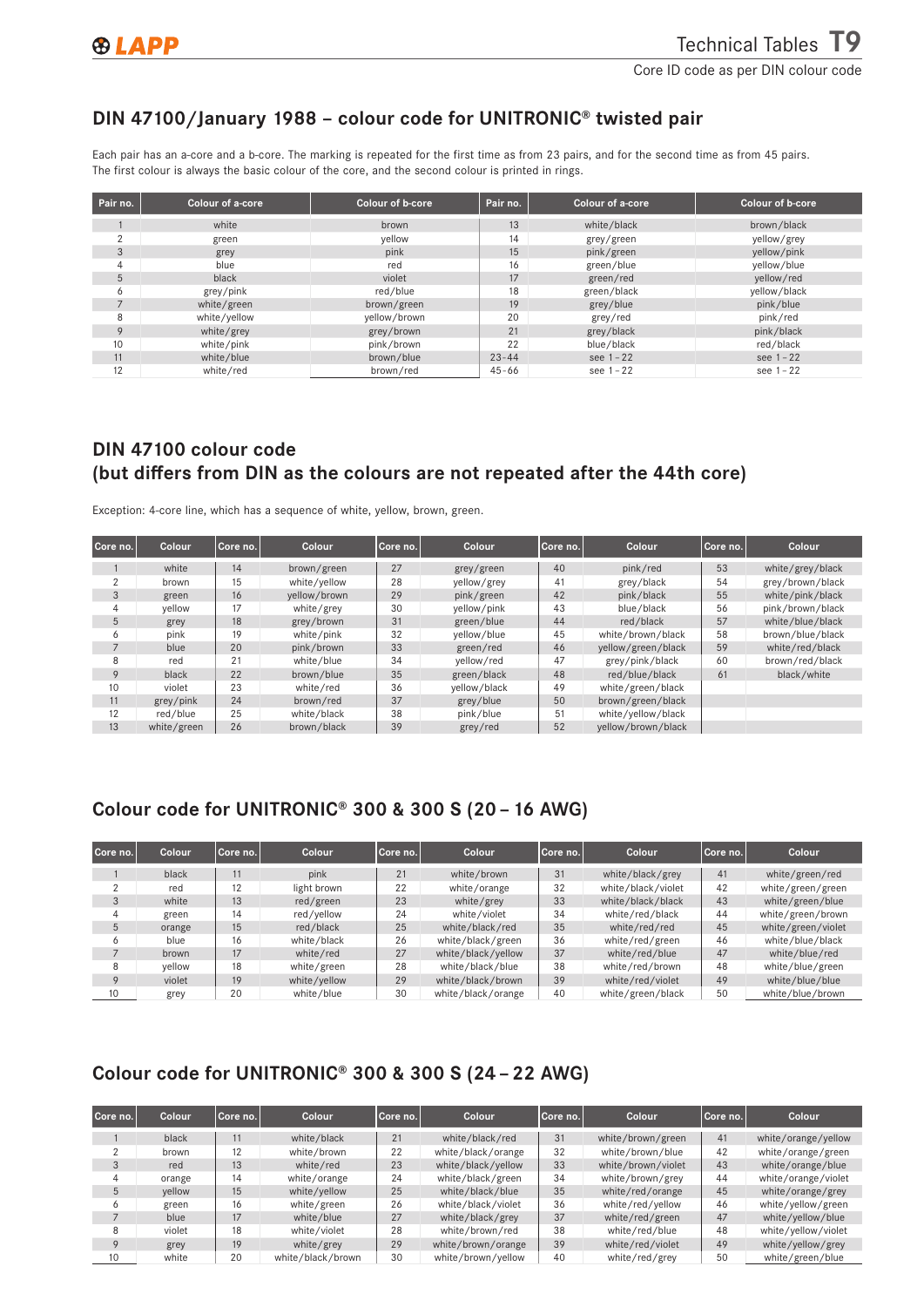## DIN 47100/January 1988 – colour code for UNITRONIC® twisted pair

Each pair has an a-core and a b-core. The marking is repeated for the first time as from 23 pairs, and for the second time as from 45 pairs. The first colour is always the basic colour of the core, and the second colour is printed in rings.

| Pair no. | Colour of a-core | Colour of b-core | Pair no. | Colour of a-core | Colour of b-core |
|---|---|---|---|---|---|
| 1 | white | brown | 13 | white/black | brown/black |
| 2 | green | yellow | 14 | grey/green | yellow/grey |
| 3 | grey | pink | 15 | pink/green | yellow/pink |
| 4 | blue | red | 16 | green/blue | yellow/blue |
| 5 | black | violet | 17 | green/red | yellow/red |
| 6 | grey/pink | red/blue | 18 | green/black | yellow/black |
| 7 | white/green | brown/green | 19 | grey/blue | pink/blue |
| 8 | white/yellow | yellow/brown | 20 | grey/red | pink/red |
| 9 | white/grey | grey/brown | 21 | grey/black | pink/black |
| 10 | white/pink | pink/brown | 22 | blue/black | red/black |
| 11 | white/blue | brown/blue | 23 – 44 | see 1 – 22 | see 1 – 22 |
| 12 | white/red | brown/red | 45 – 66 | see 1 – 22 | see 1 – 22 |

## DIN 47100 colour code (but differs from DIN as the colours are not repeated after the 44th core)

Exception: 4-core line, which has a sequence of white, yellow, brown, green.

| Core no. | Colour | Core no. | Colour | Core no. | Colour | Core no. | Colour | Core no. | Colour |
|---|---|---|---|---|---|---|---|---|---|
| 1 | white | 14 | brown/green | 27 | grey/green | 40 | pink/red | 53 | white/grey/black |
| 2 | brown | 15 | white/yellow | 28 | yellow/grey | 41 | grey/black | 54 | grey/brown/black |
| 3 | green | 16 | yellow/brown | 29 | pink/green | 42 | pink/black | 55 | white/pink/black |
| 4 | yellow | 17 | white/grey | 30 | yellow/pink | 43 | blue/black | 56 | pink/brown/black |
| 5 | grey | 18 | grey/brown | 31 | green/blue | 44 | red/black | 57 | white/blue/black |
| 6 | pink | 19 | white/pink | 32 | yellow/blue | 45 | white/brown/black | 58 | brown/blue/black |
| 7 | blue | 20 | pink/brown | 33 | green/red | 46 | yellow/green/black | 59 | white/red/black |
| 8 | red | 21 | white/blue | 34 | yellow/red | 47 | grey/pink/black | 60 | brown/red/black |
| 9 | black | 22 | brown/blue | 35 | green/black | 48 | red/blue/black | 61 | black/white |
| 10 | violet | 23 | white/red | 36 | yellow/black | 49 | white/green/black | | |
| 11 | grey/pink | 24 | brown/red | 37 | grey/blue | 50 | brown/green/black | | |
| 12 | red/blue | 25 | white/black | 38 | pink/blue | 51 | white/yellow/black | | |
| 13 | white/green | 26 | brown/black | 39 | grey/red | 52 | yellow/brown/black | | |

## Colour code for UNITRONIC® 300 & 300 S (20 – 16 AWG)

| Core no. | Colour | Core no. | Colour | Core no. | Colour | Core no. | Colour | Core no. | Colour |
|---|---|---|---|---|---|---|---|---|---|
| 1 | black | 11 | pink | 21 | white/brown | 31 | white/black/grey | 41 | white/green/red |
| 2 | red | 12 | light brown | 22 | white/orange | 32 | white/black/violet | 42 | white/green/green |
| 3 | white | 13 | red/green | 23 | white/grey | 33 | white/black/black | 43 | white/green/blue |
| 4 | green | 14 | red/yellow | 24 | white/violet | 34 | white/red/black | 44 | white/green/brown |
| 5 | orange | 15 | red/black | 25 | white/black/red | 35 | white/red/red | 45 | white/green/violet |
| 6 | blue | 16 | white/black | 26 | white/black/green | 36 | white/red/green | 46 | white/blue/black |
| 7 | brown | 17 | white/red | 27 | white/black/yellow | 37 | white/red/blue | 47 | white/blue/red |
| 8 | yellow | 18 | white/green | 28 | white/black/blue | 38 | white/red/brown | 48 | white/blue/green |
| 9 | violet | 19 | white/yellow | 29 | white/black/brown | 39 | white/red/violet | 49 | white/blue/blue |
| 10 | grey | 20 | white/blue | 30 | white/black/orange | 40 | white/green/black | 50 | white/blue/brown |

## Colour code for UNITRONIC® 300 & 300 S (24 – 22 AWG)

| Core no. | Colour | Core no. | Colour | Core no. | Colour | Core no. | Colour | Core no. | Colour |
|---|---|---|---|---|---|---|---|---|---|
| 1 | black | 11 | white/black | 21 | white/black/red | 31 | white/brown/green | 41 | white/orange/yellow |
| 2 | brown | 12 | white/brown | 22 | white/black/orange | 32 | white/brown/blue | 42 | white/orange/green |
| 3 | red | 13 | white/red | 23 | white/black/yellow | 33 | white/brown/violet | 43 | white/orange/blue |
| 4 | orange | 14 | white/orange | 24 | white/black/green | 34 | white/brown/grey | 44 | white/orange/violet |
| 5 | yellow | 15 | white/yellow | 25 | white/black/blue | 35 | white/red/orange | 45 | white/orange/grey |
| 6 | green | 16 | white/green | 26 | white/black/violet | 36 | white/red/yellow | 46 | white/yellow/green |
| 7 | blue | 17 | white/blue | 27 | white/black/grey | 37 | white/red/green | 47 | white/yellow/blue |
| 8 | violet | 18 | white/violet | 28 | white/brown/red | 38 | white/red/blue | 48 | white/yellow/violet |
| 9 | grey | 19 | white/grey | 29 | white/brown/orange | 39 | white/red/violet | 49 | white/yellow/grey |
| 10 | white | 20 | white/black/brown | 30 | white/brown/yellow | 40 | white/red/grey | 50 | white/green/blue |